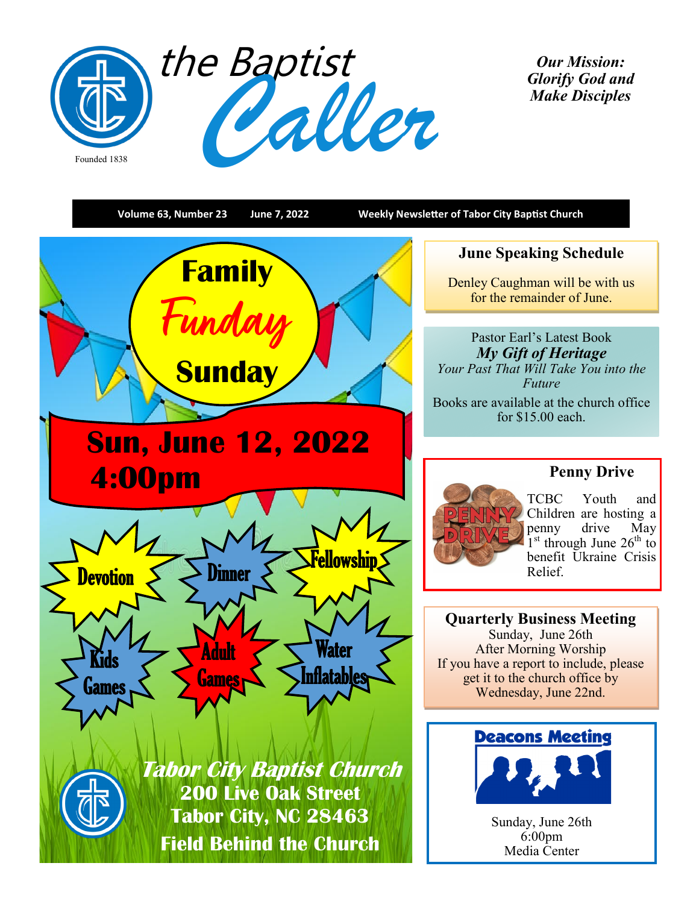# the Baptist Caller

Founded 1838

*Our Mission: Glorify God and Make Disciples*

**Volume 63, Number 23** **June 7, 2022** **Weekly Newsletter of Tabor City Baptist Church**

## Family Funday Sunday

**Sun, June 12, 2022**
**4:00pm**

- Devotion
- Dinner
- Fellowship
- Kids Games
- Adult Games
- Water Inflatables

***Tabor City Baptist Church***
**200 Live Oak Street**
**Tabor City, NC 28463**
**Field Behind the Church**

## June Speaking Schedule

Denley Caughman will be with us for the remainder of June.

## Pastor Earl's Latest Book

***My Gift of Heritage***

*Your Past That Will Take You into the Future*

Books are available at the church office for $15.00 each.

## Penny Drive

TCBC Youth and Children are hosting a penny drive May 1st through June 26th to benefit Ukraine Crisis Relief.

## Quarterly Business Meeting

Sunday, June 26th
After Morning Worship
If you have a report to include, please get it to the church office by Wednesday, June 22nd.

## Deacons Meeting

Sunday, June 26th
6:00pm
Media Center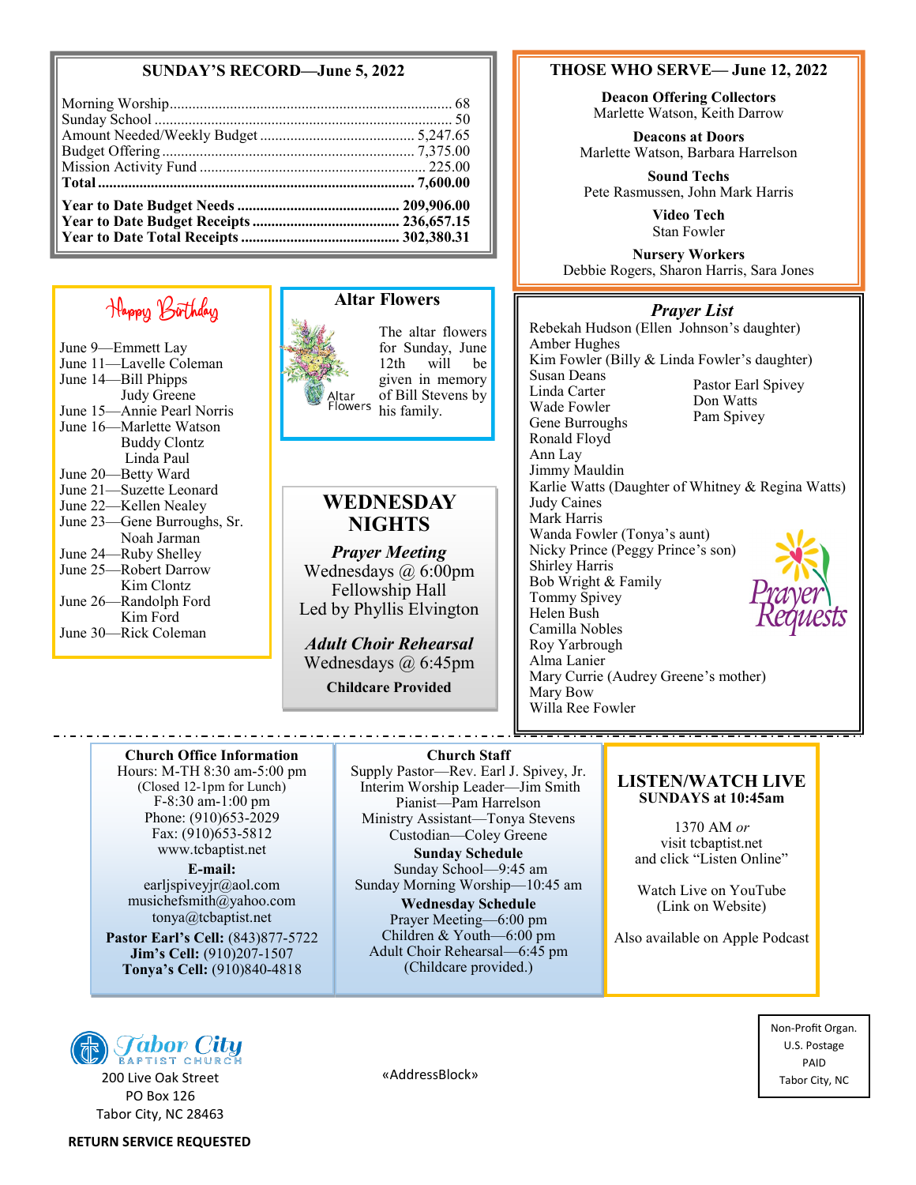## SUNDAY'S RECORD—June 5, 2022

| | |
|---|---|
| Morning Worship | 68 |
| Sunday School | 50 |
| Amount Needed/Weekly Budget | 5,247.65 |
| Budget Offering | 7,375.00 |
| Mission Activity Fund | 225.00 |
| **Total** | **7,600.00** |
| **Year to Date Budget Needs** | **209,906.00** |
| **Year to Date Budget Receipts** | **236,657.15** |
| **Year to Date Total Receipts** | **302,380.31** |

## THOSE WHO SERVE— June 12, 2022

**Deacon Offering Collectors**
Marlette Watson, Keith Darrow

**Deacons at Doors**
Marlette Watson, Barbara Harrelson

**Sound Techs**
Pete Rasmussen, John Mark Harris

**Video Tech**
Stan Fowler

**Nursery Workers**
Debbie Rogers, Sharon Harris, Sara Jones

## Happy Birthday

June 9—Emmett Lay
June 11—Lavelle Coleman
June 14—Bill Phipps
Judy Greene
June 15—Annie Pearl Norris
June 16—Marlette Watson
Buddy Clontz
Linda Paul
June 20—Betty Ward
June 21—Suzette Leonard
June 22—Kellen Nealey
June 23—Gene Burroughs, Sr.
Noah Jarman
June 24—Ruby Shelley
June 25—Robert Darrow
Kim Clontz
June 26—Randolph Ford
Kim Ford
June 30—Rick Coleman

## Altar Flowers

The altar flowers for Sunday, June 12th will be given in memory of Bill Stevens by his family.

## WEDNESDAY NIGHTS

***Prayer Meeting***
Wednesdays @ 6:00pm
Fellowship Hall
Led by Phyllis Elvington

***Adult Choir Rehearsal***
Wednesdays @ 6:45pm

**Childcare Provided**

## *Prayer List*

Rebekah Hudson (Ellen Johnson's daughter)
Amber Hughes
Kim Fowler (Billy & Linda Fowler's daughter)
Susan Deans
Linda Carter
Wade Fowler
Gene Burroughs
Ronald Floyd
Ann Lay
Jimmy Mauldin
Karlie Watts (Daughter of Whitney & Regina Watts)
Judy Caines
Mark Harris
Wanda Fowler (Tonya's aunt)
Nicky Prince (Peggy Prince's son)
Shirley Harris
Bob Wright & Family
Tommy Spivey
Helen Bush
Camilla Nobles
Roy Yarbrough
Alma Lanier
Mary Currie (Audrey Greene's mother)
Mary Bow
Willa Ree Fowler
Pastor Earl Spivey
Don Watts
Pam Spivey

Prayer Requests

**Church Office Information**
Hours: M-TH 8:30 am-5:00 pm
(Closed 12-1pm for Lunch)
F-8:30 am-1:00 pm
Phone: (910)653-2029
Fax: (910)653-5812
www.tcbaptist.net

**E-mail:**
earljspiveyjr@aol.com
musichefsmith@yahoo.com
tonya@tcbaptist.net

**Pastor Earl's Cell:** (843)877-5722
**Jim's Cell:** (910)207-1507
**Tonya's Cell:** (910)840-4818

**Church Staff**
Supply Pastor—Rev. Earl J. Spivey, Jr.
Interim Worship Leader—Jim Smith
Pianist—Pam Harrelson
Ministry Assistant—Tonya Stevens
Custodian—Coley Greene

**Sunday Schedule**
Sunday School—9:45 am
Sunday Morning Worship—10:45 am

**Wednesday Schedule**
Prayer Meeting—6:00 pm
Children & Youth—6:00 pm
Adult Choir Rehearsal—6:45 pm
(Childcare provided.)

**LISTEN/WATCH LIVE**
**SUNDAYS at 10:45am**

1370 AM *or*
visit tcbaptist.net
and click "Listen Online"

Watch Live on YouTube
(Link on Website)

Also available on Apple Podcast

Tabor City Baptist Church
200 Live Oak Street
PO Box 126
Tabor City, NC 28463

**RETURN SERVICE REQUESTED**

«AddressBlock»

Non-Profit Organ.
U.S. Postage
PAID
Tabor City, NC